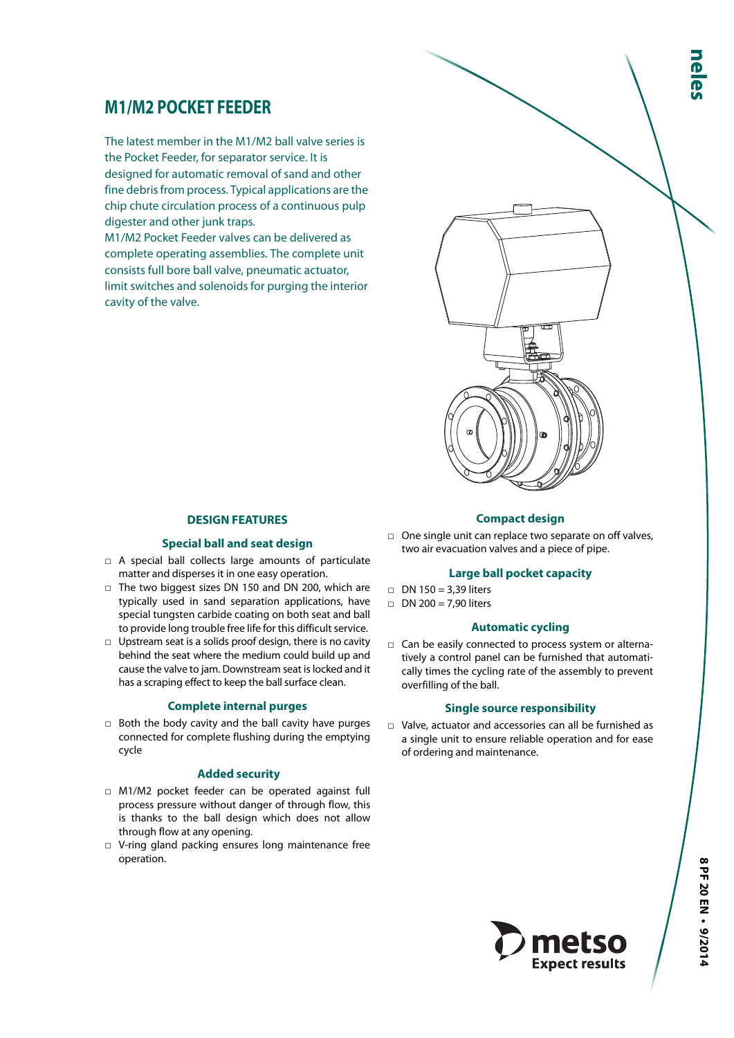# M1/M2 POCKET FEEDER

The latest member in the M1/M2 ball valve series is the Pocket Feeder, for separator service. It is designed for automatic removal of sand and other fine debris from process. Typical applications are the chip chute circulation process of a continuous pulp digester and other junk traps.

M1/M2 Pocket Feeder valves can be delivered as complete operating assemblies. The complete unit consists full bore ball valve, pneumatic actuator, limit switches and solenoids for purging the interior cavity of the valve.

## DESIGN FEATURES

### Special ball and seat design

- A special ball collects large amounts of particulate matter and disperses it in one easy operation.
- The two biggest sizes DN 150 and DN 200, which are typically used in sand separation applications, have special tungsten carbide coating on both seat and ball to provide long trouble free life for this difficult service.
- Upstream seat is a solids proof design, there is no cavity behind the seat where the medium could build up and cause the valve to jam. Downstream seat is locked and it has a scraping effect to keep the ball surface clean.

### Complete internal purges

- Both the body cavity and the ball cavity have purges connected for complete flushing during the emptying cycle

### Added security

- M1/M2 pocket feeder can be operated against full process pressure without danger of through flow, this is thanks to the ball design which does not allow through flow at any opening.
- V-ring gland packing ensures long maintenance free operation.

### Compact design

- One single unit can replace two separate on off valves, two air evacuation valves and a piece of pipe.

### Large ball pocket capacity

- DN 150 = 3,39 liters
- DN 200 = 7,90 liters

### Automatic cycling

- Can be easily connected to process system or alternatively a control panel can be furnished that automatically times the cycling rate of the assembly to prevent overfilling of the ball.

### Single source responsibility

- Valve, actuator and accessories can all be furnished as a single unit to ensure reliable operation and for ease of ordering and maintenance.

8 PF 20 EN • 9/2014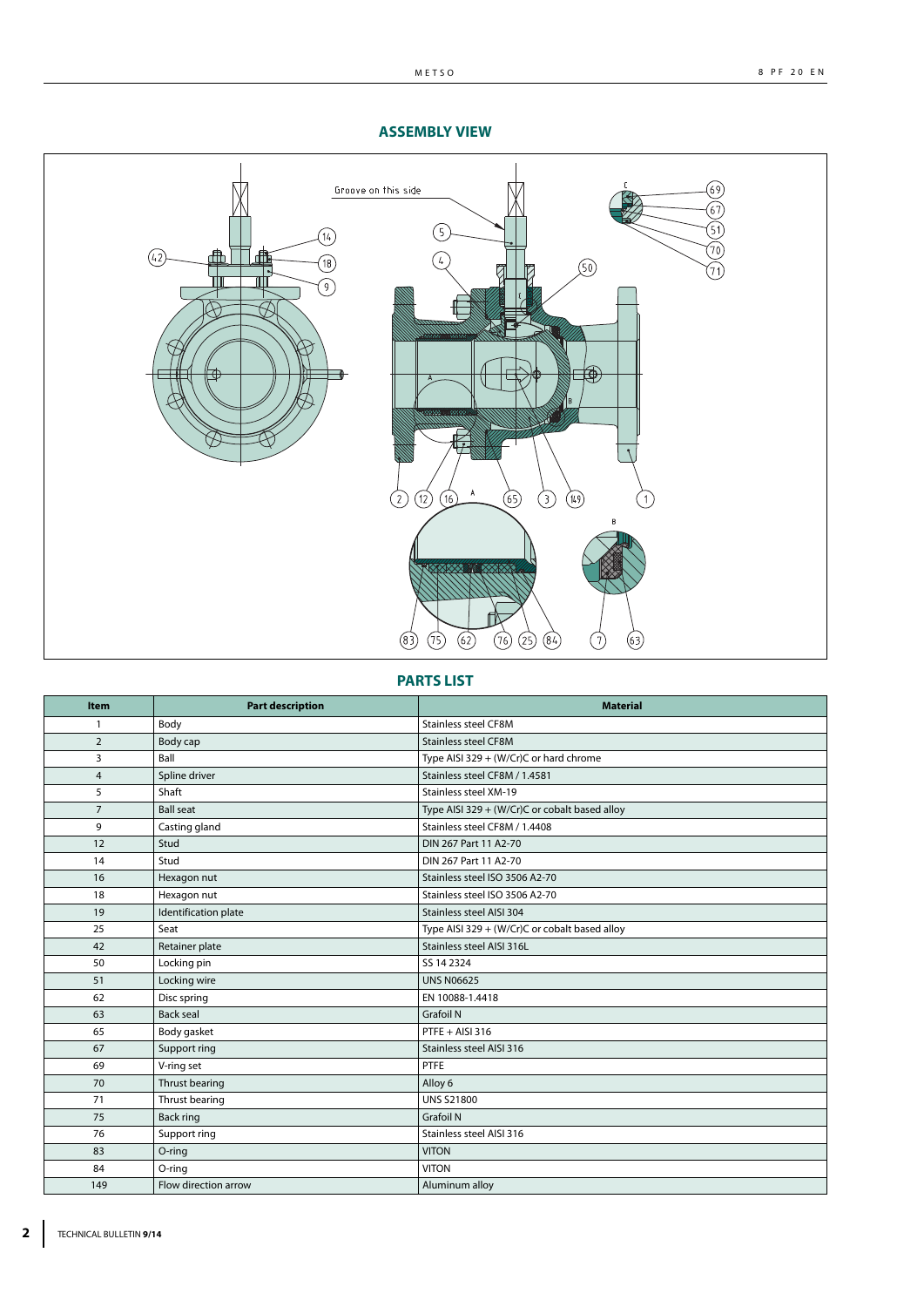## ASSEMBLY VIEW

## PARTS LIST

| Item | Part description | Material |
|---|---|---|
| 1 | Body | Stainless steel CF8M |
| 2 | Body cap | Stainless steel CF8M |
| 3 | Ball | Type AISI 329 + (W/Cr)C or hard chrome |
| 4 | Spline driver | Stainless steel CF8M / 1.4581 |
| 5 | Shaft | Stainless steel XM-19 |
| 7 | Ball seat | Type AISI 329 + (W/Cr)C or cobalt based alloy |
| 9 | Casting gland | Stainless steel CF8M / 1.4408 |
| 12 | Stud | DIN 267 Part 11 A2-70 |
| 14 | Stud | DIN 267 Part 11 A2-70 |
| 16 | Hexagon nut | Stainless steel ISO 3506 A2-70 |
| 18 | Hexagon nut | Stainless steel ISO 3506 A2-70 |
| 19 | Identification plate | Stainless steel AISI 304 |
| 25 | Seat | Type AISI 329 + (W/Cr)C or cobalt based alloy |
| 42 | Retainer plate | Stainless steel AISI 316L |
| 50 | Locking pin | SS 14 2324 |
| 51 | Locking wire | UNS N06625 |
| 62 | Disc spring | EN 10088-1.4418 |
| 63 | Back seal | Grafoil N |
| 65 | Body gasket | PTFE + AISI 316 |
| 67 | Support ring | Stainless steel AISI 316 |
| 69 | V-ring set | PTFE |
| 70 | Thrust bearing | Alloy 6 |
| 71 | Thrust bearing | UNS S21800 |
| 75 | Back ring | Grafoil N |
| 76 | Support ring | Stainless steel AISI 316 |
| 83 | O-ring | VITON |
| 84 | O-ring | VITON |
| 149 | Flow direction arrow | Aluminum alloy |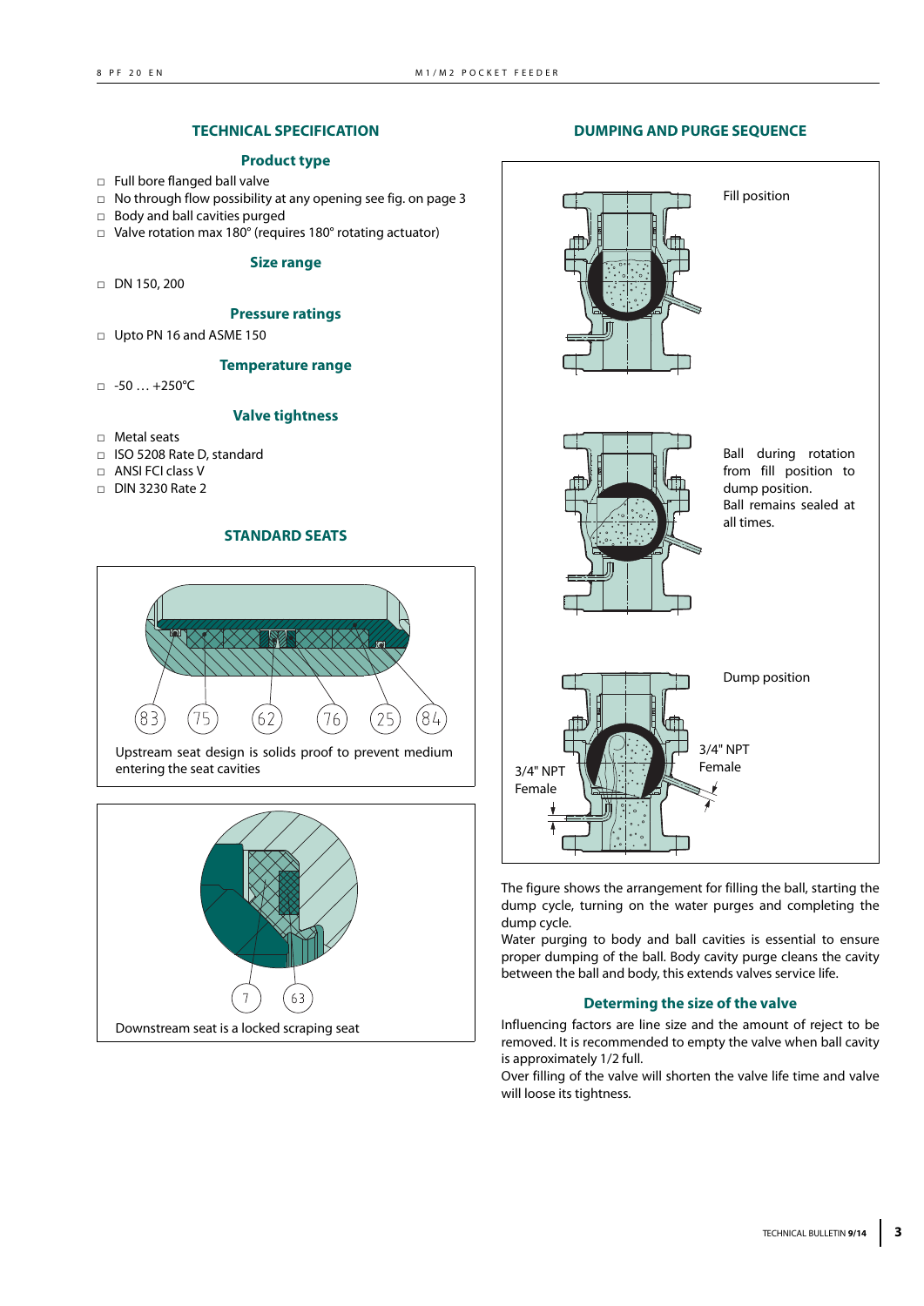## TECHNICAL SPECIFICATION

### Product type

- Full bore flanged ball valve
- No through flow possibility at any opening see fig. on page 3
- Body and ball cavities purged
- Valve rotation max 180° (requires 180° rotating actuator)

### Size range

- DN 150, 200

### Pressure ratings

- Upto PN 16 and ASME 150

### Temperature range

- -50 … +250°C

### Valve tightness

- Metal seats
- ISO 5208 Rate D, standard
- ANSI FCI class V
- DIN 3230 Rate 2

## STANDARD SEATS

83 75 62 76 25 84

Upstream seat design is solids proof to prevent medium entering the seat cavities

7 63

Downstream seat is a locked scraping seat

## DUMPING AND PURGE SEQUENCE

Fill position

Ball during rotation from fill position to dump position. Ball remains sealed at all times.

Dump position

3/4" NPT Female

3/4" NPT Female

The figure shows the arrangement for filling the ball, starting the dump cycle, turning on the water purges and completing the dump cycle.
Water purging to body and ball cavities is essential to ensure proper dumping of the ball. Body cavity purge cleans the cavity between the ball and body, this extends valves service life.

### Determing the size of the valve

Influencing factors are line size and the amount of reject to be removed. It is recommended to empty the valve when ball cavity is approximately 1/2 full.
Over filling of the valve will shorten the valve life time and valve will loose its tightness.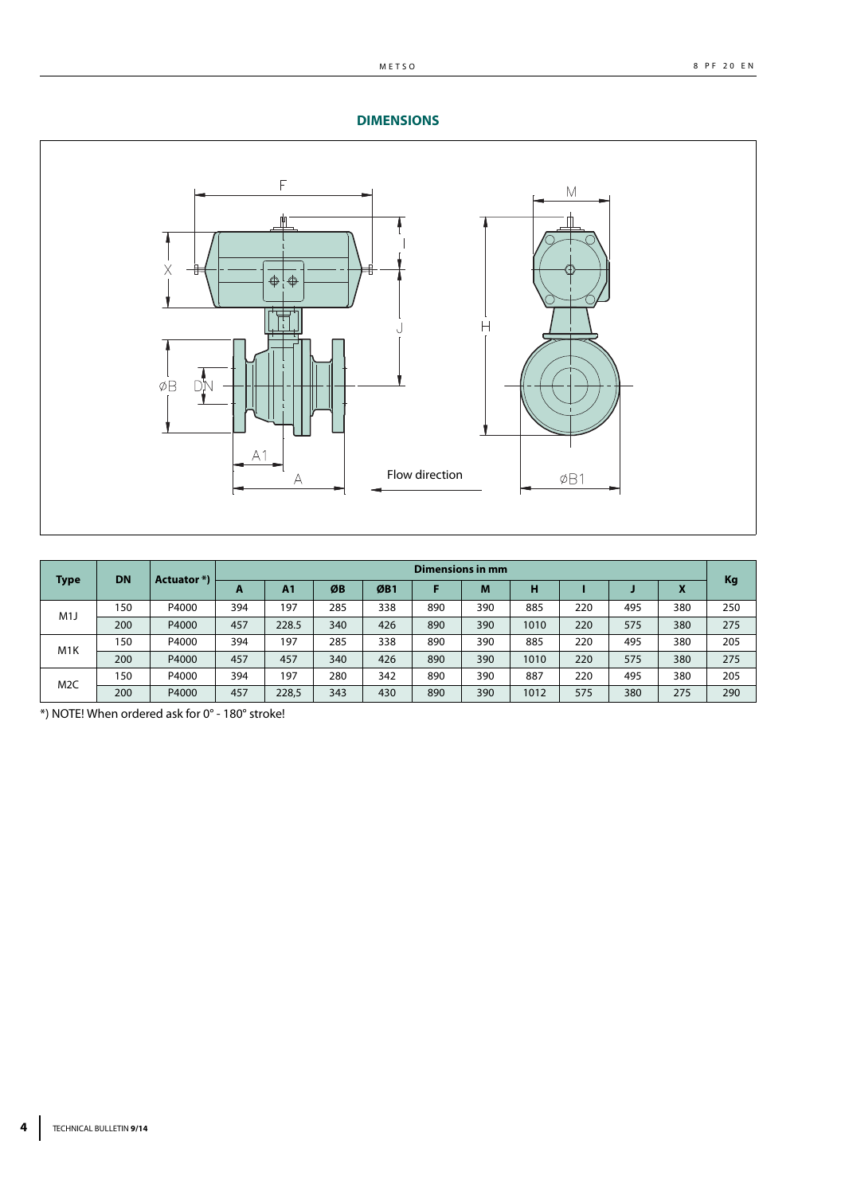## DIMENSIONS

| Type | DN | Actuator *) | Dimensions in mm | | | | | | | | | | Kg |
|---|---|---|---|---|---|---|---|---|---|---|---|---|---|
| | | | A | A1 | ØB | ØB1 | F | M | H | I | J | X | |
| M1J | 150 | P4000 | 394 | 197 | 285 | 338 | 890 | 390 | 885 | 220 | 495 | 380 | 250 |
| | 200 | P4000 | 457 | 228.5 | 340 | 426 | 890 | 390 | 1010 | 220 | 575 | 380 | 275 |
| M1K | 150 | P4000 | 394 | 197 | 285 | 338 | 890 | 390 | 885 | 220 | 495 | 380 | 205 |
| | 200 | P4000 | 457 | 457 | 340 | 426 | 890 | 390 | 1010 | 220 | 575 | 380 | 275 |
| M2C | 150 | P4000 | 394 | 197 | 280 | 342 | 890 | 390 | 887 | 220 | 495 | 380 | 205 |
| | 200 | P4000 | 457 | 228,5 | 343 | 430 | 890 | 390 | 1012 | 575 | 380 | 275 | 290 |

*) NOTE! When ordered ask for 0° - 180° stroke!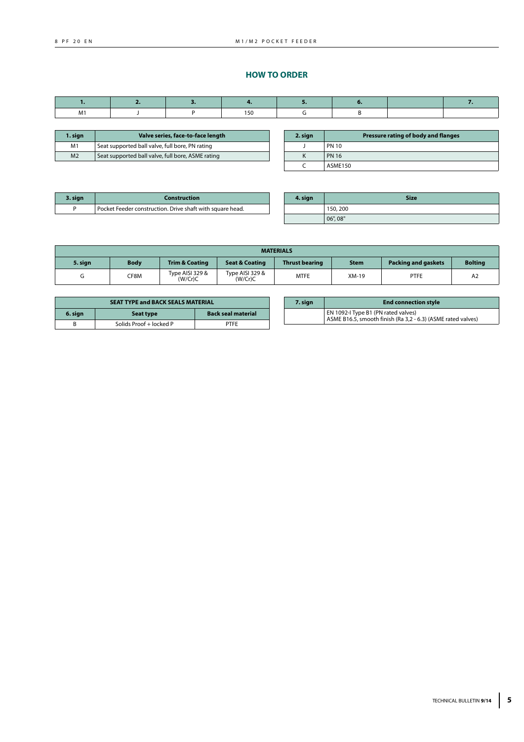## HOW TO ORDER

| 1. | 2. | 3. | 4. | 5. | 6. | | 7. |
|---|---|---|---|---|---|---|---|
| M1 | J | P | 150 | G | B | | |

| 1. sign | Valve series, face-to-face length |
|---|---|
| M1 | Seat supported ball valve, full bore, PN rating |
| M2 | Seat supported ball valve, full bore, ASME rating |

| 2. sign | Pressure rating of body and flanges |
|---|---|
| J | PN 10 |
| K | PN 16 |
| C | ASME150 |

| 3. sign | Construction |
|---|---|
| P | Pocket Feeder construction. Drive shaft with square head. |

| 4. sign | Size |
|---|---|
| | 150, 200 |
| | 06", 08" |

| MATERIALS | | | | | | | |
|---|---|---|---|---|---|---|---|
| 5. sign | Body | Trim & Coating | Seat & Coating | Thrust bearing | Stem | Packing and gaskets | Bolting |
| G | CF8M | Type AISI 329 & (W/Cr)C | Type AISI 329 & (W/Cr)C | MTFE | XM-19 | PTFE | A2 |

| SEAT TYPE and BACK SEALS MATERIAL | | |
|---|---|---|
| 6. sign | Seat type | Back seal material |
| B | Solids Proof + locked P | PTFE |

| 7. sign | End connection style |
|---|---|
| | EN 1092-I Type B1 (PN rated valves)<br>ASME B16.5, smooth finish (Ra 3,2 - 6.3) (ASME rated valves) |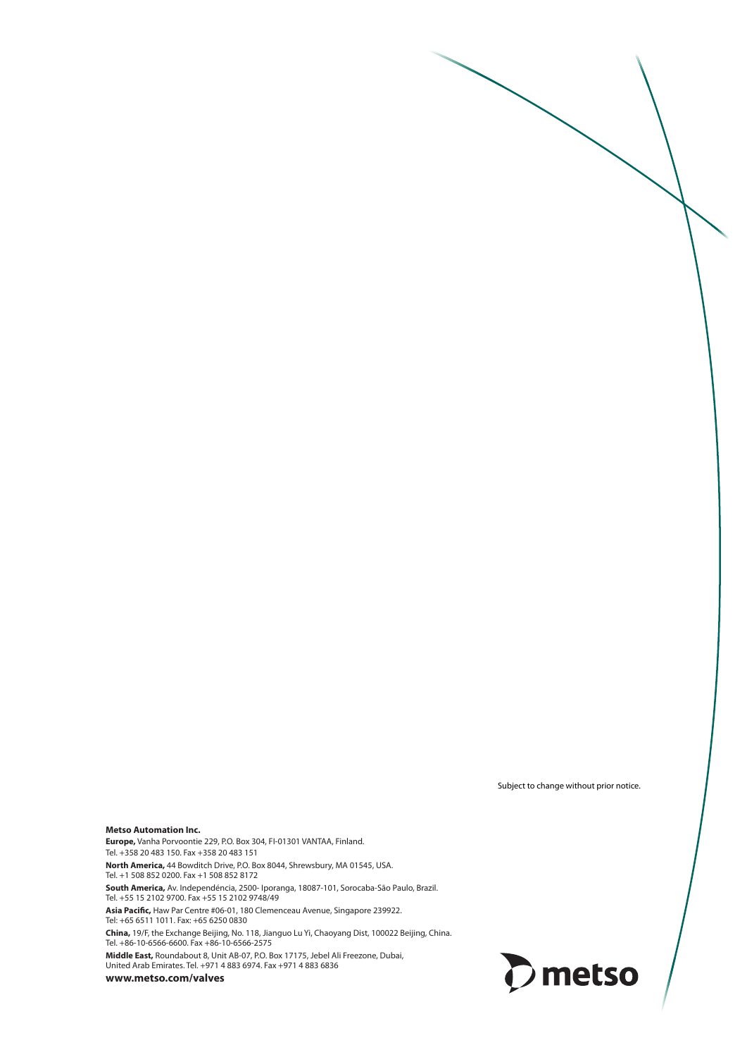Subject to change without prior notice.

**Metso Automation Inc.**

**Europe,** Vanha Porvoontie 229, P.O. Box 304, FI-01301 VANTAA, Finland.
Tel. +358 20 483 150. Fax +358 20 483 151

**North America,** 44 Bowditch Drive, P.O. Box 8044, Shrewsbury, MA 01545, USA.
Tel. +1 508 852 0200. Fax +1 508 852 8172

**South America,** Av. Independência, 2500- Iporanga, 18087-101, Sorocaba-São Paulo, Brazil.
Tel. +55 15 2102 9700. Fax +55 15 2102 9748/49

**Asia Pacific,** Haw Par Centre #06-01, 180 Clemenceau Avenue, Singapore 239922.
Tel: +65 6511 1011. Fax: +65 6250 0830

**China,** 19/F, the Exchange Beijing, No. 118, Jianguo Lu Yi, Chaoyang Dist, 100022 Beijing, China.
Tel. +86-10-6566-6600. Fax +86-10-6566-2575

**Middle East,** Roundabout 8, Unit AB-07, P.O. Box 17175, Jebel Ali Freezone, Dubai,
United Arab Emirates. Tel. +971 4 883 6974. Fax +971 4 883 6836

**www.metso.com/valves**

metso